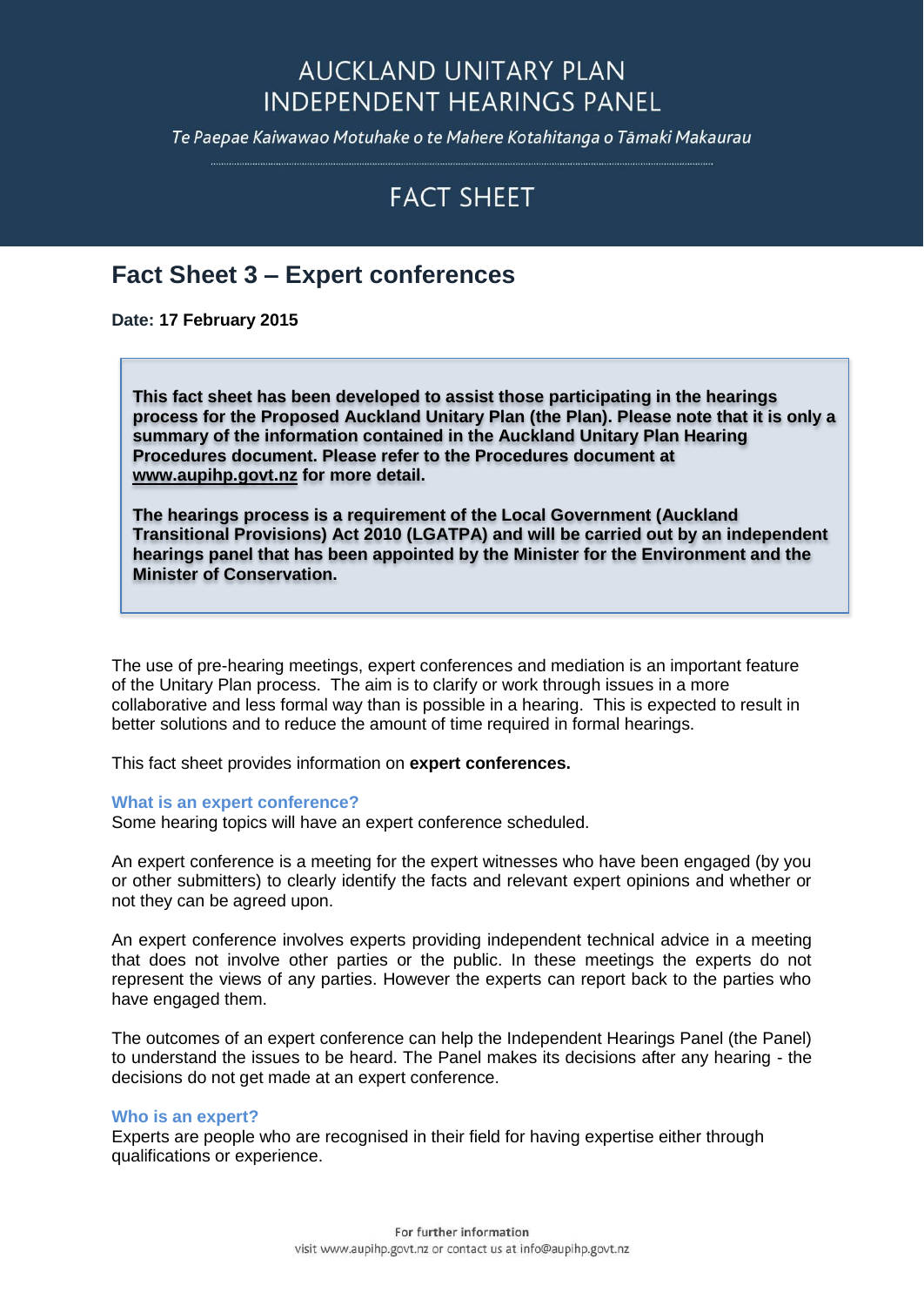# AUCKLAND UNITARY PLAN INDEPENDENT HEARINGS PANEL

*Te Paepae Kaiwawao Motuhake o te Mahere Kotahitanga o Tāmaki Makaurau*

## FACT SHEET

## Fact Sheet 3 – Expert conferences

**Date: 17 February 2015**

**This fact sheet has been developed to assist those participating in the hearings process for the Proposed Auckland Unitary Plan (the Plan). Please note that it is only a summary of the information contained in the Auckland Unitary Plan Hearing Procedures document. Please refer to the Procedures document at www.aupihp.govt.nz for more detail.**

**The hearings process is a requirement of the Local Government (Auckland Transitional Provisions) Act 2010 (LGATPA) and will be carried out by an independent hearings panel that has been appointed by the Minister for the Environment and the Minister of Conservation.**

The use of pre-hearing meetings, expert conferences and mediation is an important feature of the Unitary Plan process. The aim is to clarify or work through issues in a more collaborative and less formal way than is possible in a hearing. This is expected to result in better solutions and to reduce the amount of time required in formal hearings.

This fact sheet provides information on **expert conferences.**

### What is an expert conference?

Some hearing topics will have an expert conference scheduled.

An expert conference is a meeting for the expert witnesses who have been engaged (by you or other submitters) to clearly identify the facts and relevant expert opinions and whether or not they can be agreed upon.

An expert conference involves experts providing independent technical advice in a meeting that does not involve other parties or the public. In these meetings the experts do not represent the views of any parties. However the experts can report back to the parties who have engaged them.

The outcomes of an expert conference can help the Independent Hearings Panel (the Panel) to understand the issues to be heard. The Panel makes its decisions after any hearing - the decisions do not get made at an expert conference.

### Who is an expert?

Experts are people who are recognised in their field for having expertise either through qualifications or experience.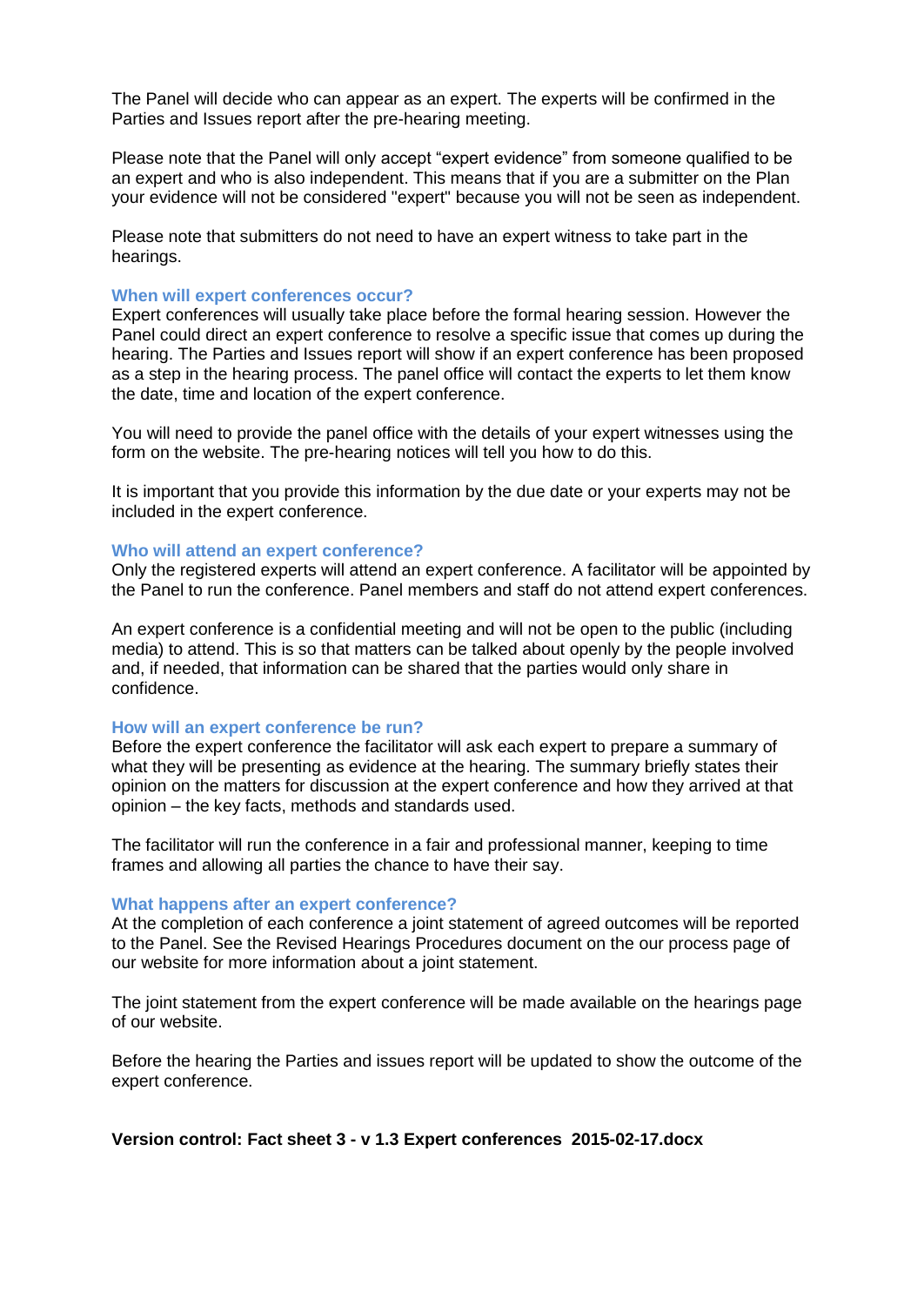The Panel will decide who can appear as an expert. The experts will be confirmed in the Parties and Issues report after the pre-hearing meeting.

Please note that the Panel will only accept "expert evidence" from someone qualified to be an expert and who is also independent. This means that if you are a submitter on the Plan your evidence will not be considered "expert" because you will not be seen as independent.

Please note that submitters do not need to have an expert witness to take part in the hearings.

### When will expert conferences occur?

Expert conferences will usually take place before the formal hearing session. However the Panel could direct an expert conference to resolve a specific issue that comes up during the hearing. The Parties and Issues report will show if an expert conference has been proposed as a step in the hearing process. The panel office will contact the experts to let them know the date, time and location of the expert conference.

You will need to provide the panel office with the details of your expert witnesses using the form on the website. The pre-hearing notices will tell you how to do this.

It is important that you provide this information by the due date or your experts may not be included in the expert conference.

### Who will attend an expert conference?

Only the registered experts will attend an expert conference. A facilitator will be appointed by the Panel to run the conference. Panel members and staff do not attend expert conferences.

An expert conference is a confidential meeting and will not be open to the public (including media) to attend. This is so that matters can be talked about openly by the people involved and, if needed, that information can be shared that the parties would only share in confidence.

### How will an expert conference be run?

Before the expert conference the facilitator will ask each expert to prepare a summary of what they will be presenting as evidence at the hearing. The summary briefly states their opinion on the matters for discussion at the expert conference and how they arrived at that opinion – the key facts, methods and standards used.

The facilitator will run the conference in a fair and professional manner, keeping to time frames and allowing all parties the chance to have their say.

### What happens after an expert conference?

At the completion of each conference a joint statement of agreed outcomes will be reported to the Panel. See the Revised Hearings Procedures document on the our process page of our website for more information about a joint statement.

The joint statement from the expert conference will be made available on the hearings page of our website.

Before the hearing the Parties and issues report will be updated to show the outcome of the expert conference.

**Version control: Fact sheet 3 - v 1.3 Expert conferences 2015-02-17.docx**